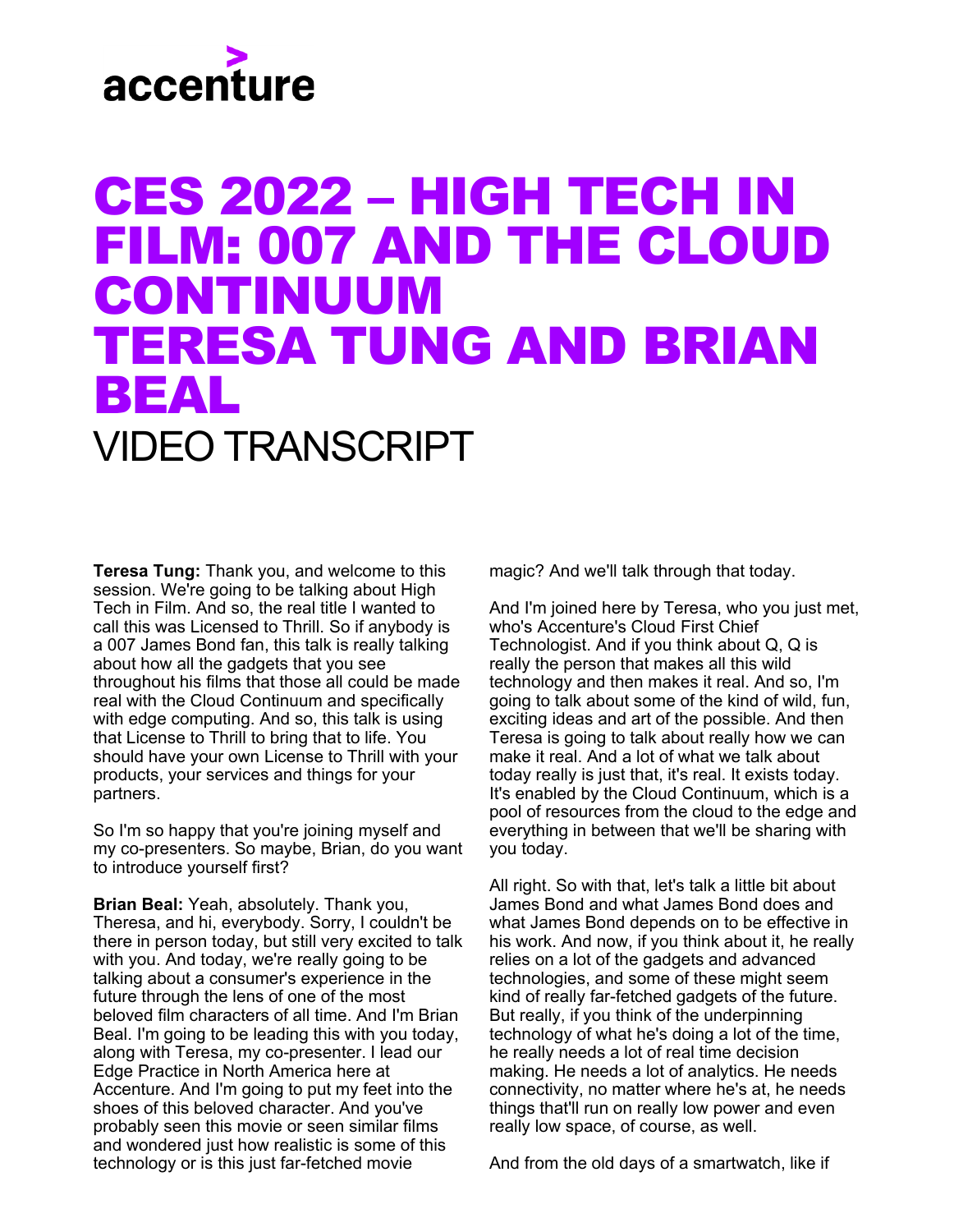# CES 2022 – HIGH TECH IN FILM: 007 AND THE CLOUD CONTINUUM TERESA TUNG AND BRIAN BEAL

## VIDEO TRANSCRIPT

**Teresa Tung:** Thank you, and welcome to this session. We're going to be talking about High Tech in Film. And so, the real title I wanted to call this was Licensed to Thrill. So if anybody is a 007 James Bond fan, this talk is really talking about how all the gadgets that you see throughout his films that those all could be made real with the Cloud Continuum and specifically with edge computing. And so, this talk is using that License to Thrill to bring that to life. You should have your own License to Thrill with your products, your services and things for your partners.

So I'm so happy that you're joining myself and my co-presenters. So maybe, Brian, do you want to introduce yourself first?

**Brian Beal:** Yeah, absolutely. Thank you, Theresa, and hi, everybody. Sorry, I couldn't be there in person today, but still very excited to talk with you. And today, we're really going to be talking about a consumer's experience in the future through the lens of one of the most beloved film characters of all time. And I'm Brian Beal. I'm going to be leading this with you today, along with Teresa, my co-presenter. I lead our Edge Practice in North America here at Accenture. And I'm going to put my feet into the shoes of this beloved character. And you've probably seen this movie or seen similar films and wondered just how realistic is some of this technology or is this just far-fetched movie magic? And we'll talk through that today.

And I'm joined here by Teresa, who you just met, who's Accenture's Cloud First Chief Technologist. And if you think about Q, Q is really the person that makes all this wild technology and then makes it real. And so, I'm going to talk about some of the kind of wild, fun, exciting ideas and art of the possible. And then Teresa is going to talk about really how we can make it real. And a lot of what we talk about today really is just that, it's real. It exists today. It's enabled by the Cloud Continuum, which is a pool of resources from the cloud to the edge and everything in between that we'll be sharing with you today.

All right. So with that, let's talk a little bit about James Bond and what James Bond does and what James Bond depends on to be effective in his work. And now, if you think about it, he really relies on a lot of the gadgets and advanced technologies, and some of these might seem kind of really far-fetched gadgets of the future. But really, if you think of the underpinning technology of what he's doing a lot of the time, he really needs a lot of real time decision making. He needs a lot of analytics. He needs connectivity, no matter where he's at, he needs things that'll run on really low power and even really low space, of course, as well.

And from the old days of a smartwatch, like if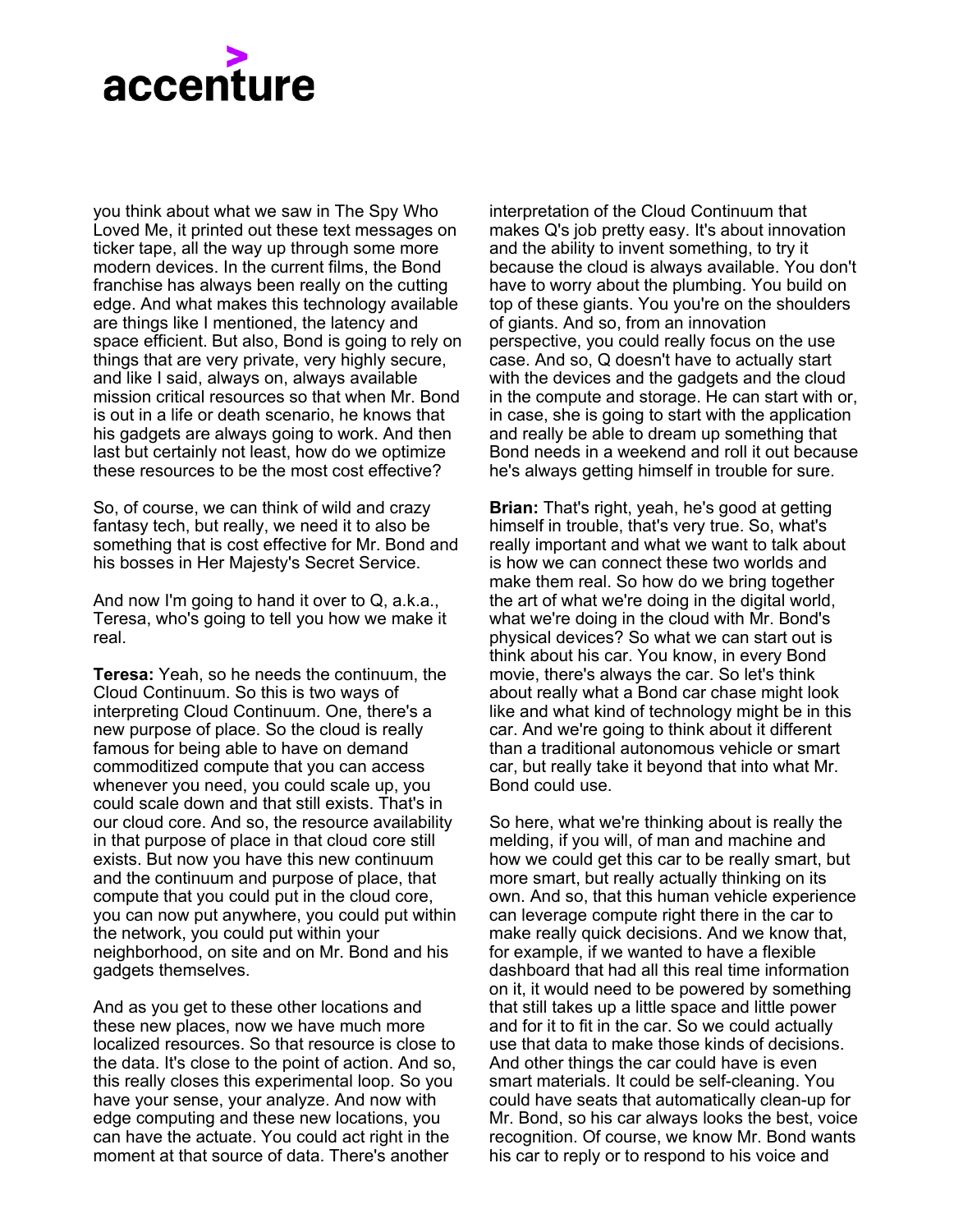you think about what we saw in The Spy Who Loved Me, it printed out these text messages on ticker tape, all the way up through some more modern devices. In the current films, the Bond franchise has always been really on the cutting edge. And what makes this technology available are things like I mentioned, the latency and space efficient. But also, Bond is going to rely on things that are very private, very highly secure, and like I said, always on, always available mission critical resources so that when Mr. Bond is out in a life or death scenario, he knows that his gadgets are always going to work. And then last but certainly not least, how do we optimize these resources to be the most cost effective?

So, of course, we can think of wild and crazy fantasy tech, but really, we need it to also be something that is cost effective for Mr. Bond and his bosses in Her Majesty's Secret Service.

And now I'm going to hand it over to Q, a.k.a., Teresa, who's going to tell you how we make it real.

**Teresa:** Yeah, so he needs the continuum, the Cloud Continuum. So this is two ways of interpreting Cloud Continuum. One, there's a new purpose of place. So the cloud is really famous for being able to have on demand commoditized compute that you can access whenever you need, you could scale up, you could scale down and that still exists. That's in our cloud core. And so, the resource availability in that purpose of place in that cloud core still exists. But now you have this new continuum and the continuum and purpose of place, that compute that you could put in the cloud core, you can now put anywhere, you could put within the network, you could put within your neighborhood, on site and on Mr. Bond and his gadgets themselves.

And as you get to these other locations and these new places, now we have much more localized resources. So that resource is close to the data. It's close to the point of action. And so, this really closes this experimental loop. So you have your sense, your analyze. And now with edge computing and these new locations, you can have the actuate. You could act right in the moment at that source of data. There's another interpretation of the Cloud Continuum that makes Q's job pretty easy. It's about innovation and the ability to invent something, to try it because the cloud is always available. You don't have to worry about the plumbing. You build on top of these giants. You you're on the shoulders of giants. And so, from an innovation perspective, you could really focus on the use case. And so, Q doesn't have to actually start with the devices and the gadgets and the cloud in the compute and storage. He can start with or, in case, she is going to start with the application and really be able to dream up something that Bond needs in a weekend and roll it out because he's always getting himself in trouble for sure.

**Brian:** That's right, yeah, he's good at getting himself in trouble, that's very true. So, what's really important and what we want to talk about is how we can connect these two worlds and make them real. So how do we bring together the art of what we're doing in the digital world, what we're doing in the cloud with Mr. Bond's physical devices? So what we can start out is think about his car. You know, in every Bond movie, there's always the car. So let's think about really what a Bond car chase might look like and what kind of technology might be in this car. And we're going to think about it different than a traditional autonomous vehicle or smart car, but really take it beyond that into what Mr. Bond could use.

So here, what we're thinking about is really the melding, if you will, of man and machine and how we could get this car to be really smart, but more smart, but really actually thinking on its own. And so, that this human vehicle experience can leverage compute right there in the car to make really quick decisions. And we know that, for example, if we wanted to have a flexible dashboard that had all this real time information on it, it would need to be powered by something that still takes up a little space and little power and for it to fit in the car. So we could actually use that data to make those kinds of decisions. And other things the car could have is even smart materials. It could be self-cleaning. You could have seats that automatically clean-up for Mr. Bond, so his car always looks the best, voice recognition. Of course, we know Mr. Bond wants his car to reply or to respond to his voice and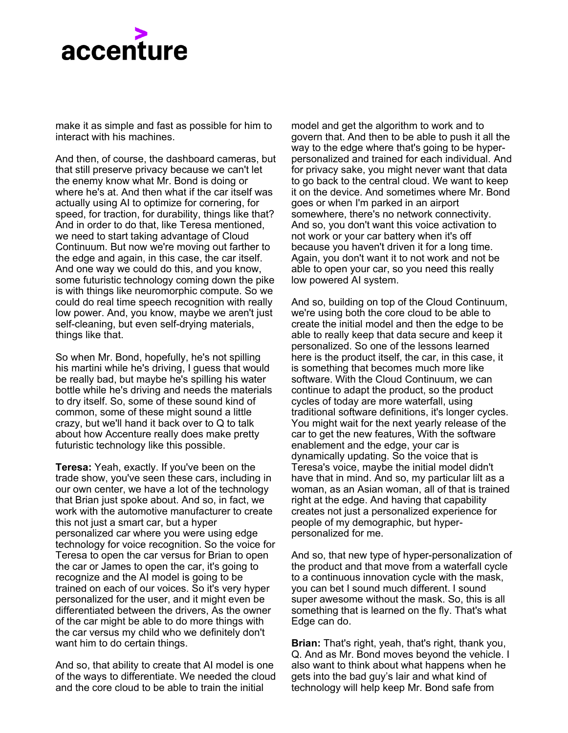make it as simple and fast as possible for him to interact with his machines.

And then, of course, the dashboard cameras, but that still preserve privacy because we can't let the enemy know what Mr. Bond is doing or where he's at. And then what if the car itself was actually using AI to optimize for cornering, for speed, for traction, for durability, things like that? And in order to do that, like Teresa mentioned, we need to start taking advantage of Cloud Continuum. But now we're moving out farther to the edge and again, in this case, the car itself. And one way we could do this, and you know, some futuristic technology coming down the pike is with things like neuromorphic compute. So we could do real time speech recognition with really low power. And, you know, maybe we aren't just self-cleaning, but even self-drying materials, things like that.

So when Mr. Bond, hopefully, he's not spilling his martini while he's driving, I guess that would be really bad, but maybe he's spilling his water bottle while he's driving and needs the materials to dry itself. So, some of these might sound kind of common, some of these might sound a little crazy, but we'll hand it back over to Q to talk about how Accenture really does make pretty futuristic technology like this possible.

**Teresa:** Yeah, exactly. If you've been on the trade show, you've seen these cars, including in our own center, we have a lot of the technology that Brian just spoke about. And so, in fact, we work with the automotive manufacturer to create this not just a smart car, but a hyper personalized car where you were using edge technology for voice recognition. So the voice for Teresa to open the car versus for Brian to open the car or James to open the car, it's going to recognize and the AI model is going to be trained on each of our voices. So it's very hyper personalized for the user, and it might even be differentiated between the drivers, As the owner of the car might be able to do more things with the car versus my child who we definitely don't want him to do certain things.

And so, that ability to create that AI model is one of the ways to differentiate. We needed the cloud and the core cloud to be able to train the initial model and get the algorithm to work and to govern that. And then to be able to push it all the way to the edge where that's going to be hyper-personalized and trained for each individual. And for privacy sake, you might never want that data to go back to the central cloud. We want to keep it on the device. And sometimes where Mr. Bond goes or when I'm parked in an airport somewhere, there's no network connectivity. And so, you don't want this voice activation to not work or your car battery when it's off because you haven't driven it for a long time. Again, you don't want it to not work and not be able to open your car, so you need this really low powered AI system.

And so, building on top of the Cloud Continuum, we're using both the core cloud to be able to create the initial model and then the edge to be able to really keep that data secure and keep it personalized. So one of the lessons learned here is the product itself, the car, in this case, it is something that becomes much more like software. With the Cloud Continuum, we can continue to adapt the product, so the product cycles of today are more waterfall, using traditional software definitions, it's longer cycles. You might wait for the next yearly release of the car to get the new features, With the software enablement and the edge, your car is dynamically updating. So the voice that is Teresa's voice, maybe the initial model didn't have that in mind. And so, my particular lilt as a woman, as an Asian woman, all of that is trained right at the edge. And having that capability creates not just a personalized experience for people of my demographic, but hyper-personalized for me.

And so, that new type of hyper-personalization of the product and that move from a waterfall cycle to a continuous innovation cycle with the mask, you can bet I sound much different. I sound super awesome without the mask. So, this is all something that is learned on the fly. That's what Edge can do.

**Brian:** That's right, yeah, that's right, thank you, Q. And as Mr. Bond moves beyond the vehicle. I also want to think about what happens when he gets into the bad guy's lair and what kind of technology will help keep Mr. Bond safe from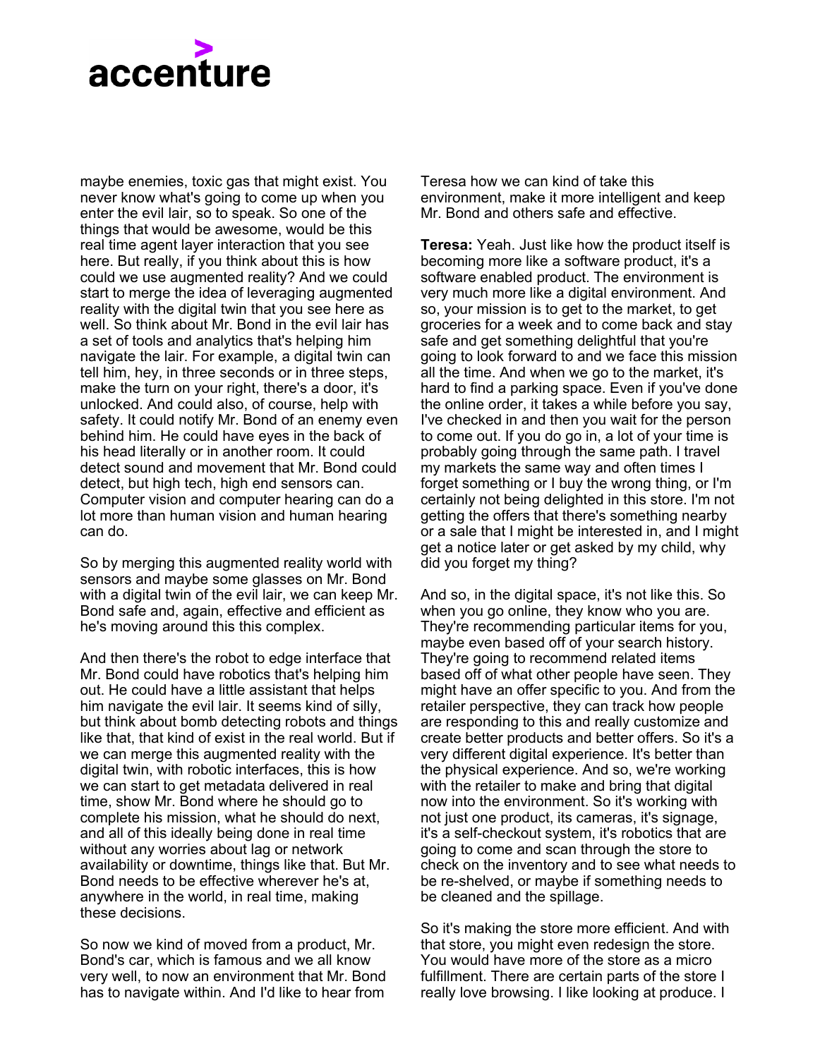maybe enemies, toxic gas that might exist. You never know what's going to come up when you enter the evil lair, so to speak. So one of the things that would be awesome, would be this real time agent layer interaction that you see here. But really, if you think about this is how could we use augmented reality? And we could start to merge the idea of leveraging augmented reality with the digital twin that you see here as well. So think about Mr. Bond in the evil lair has a set of tools and analytics that's helping him navigate the lair. For example, a digital twin can tell him, hey, in three seconds or in three steps, make the turn on your right, there's a door, it's unlocked. And could also, of course, help with safety. It could notify Mr. Bond of an enemy even behind him. He could have eyes in the back of his head literally or in another room. It could detect sound and movement that Mr. Bond could detect, but high tech, high end sensors can. Computer vision and computer hearing can do a lot more than human vision and human hearing can do.

So by merging this augmented reality world with sensors and maybe some glasses on Mr. Bond with a digital twin of the evil lair, we can keep Mr. Bond safe and, again, effective and efficient as he's moving around this this complex.

And then there's the robot to edge interface that Mr. Bond could have robotics that's helping him out. He could have a little assistant that helps him navigate the evil lair. It seems kind of silly, but think about bomb detecting robots and things like that, that kind of exist in the real world. But if we can merge this augmented reality with the digital twin, with robotic interfaces, this is how we can start to get metadata delivered in real time, show Mr. Bond where he should go to complete his mission, what he should do next, and all of this ideally being done in real time without any worries about lag or network availability or downtime, things like that. But Mr. Bond needs to be effective wherever he's at, anywhere in the world, in real time, making these decisions.

So now we kind of moved from a product, Mr. Bond's car, which is famous and we all know very well, to now an environment that Mr. Bond has to navigate within. And I'd like to hear from Teresa how we can kind of take this environment, make it more intelligent and keep Mr. Bond and others safe and effective.

**Teresa:** Yeah. Just like how the product itself is becoming more like a software product, it's a software enabled product. The environment is very much more like a digital environment. And so, your mission is to get to the market, to get groceries for a week and to come back and stay safe and get something delightful that you're going to look forward to and we face this mission all the time. And when we go to the market, it's hard to find a parking space. Even if you've done the online order, it takes a while before you say, I've checked in and then you wait for the person to come out. If you do go in, a lot of your time is probably going through the same path. I travel my markets the same way and often times I forget something or I buy the wrong thing, or I'm certainly not being delighted in this store. I'm not getting the offers that there's something nearby or a sale that I might be interested in, and I might get a notice later or get asked by my child, why did you forget my thing?

And so, in the digital space, it's not like this. So when you go online, they know who you are. They're recommending particular items for you, maybe even based off of your search history. They're going to recommend related items based off of what other people have seen. They might have an offer specific to you. And from the retailer perspective, they can track how people are responding to this and really customize and create better products and better offers. So it's a very different digital experience. It's better than the physical experience. And so, we're working with the retailer to make and bring that digital now into the environment. So it's working with not just one product, its cameras, it's signage, it's a self-checkout system, it's robotics that are going to come and scan through the store to check on the inventory and to see what needs to be re-shelved, or maybe if something needs to be cleaned and the spillage.

So it's making the store more efficient. And with that store, you might even redesign the store. You would have more of the store as a micro fulfillment. There are certain parts of the store I really love browsing. I like looking at produce. I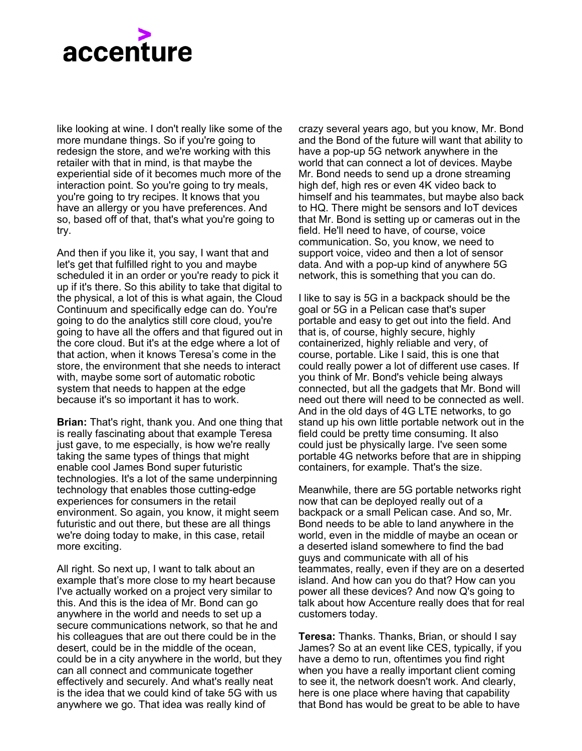like looking at wine. I don't really like some of the more mundane things. So if you're going to redesign the store, and we're working with this retailer with that in mind, is that maybe the experiential side of it becomes much more of the interaction point. So you're going to try meals, you're going to try recipes. It knows that you have an allergy or you have preferences. And so, based off of that, that's what you're going to try.

And then if you like it, you say, I want that and let's get that fulfilled right to you and maybe scheduled it in an order or you're ready to pick it up if it's there. So this ability to take that digital to the physical, a lot of this is what again, the Cloud Continuum and specifically edge can do. You're going to do the analytics still core cloud, you're going to have all the offers and that figured out in the core cloud. But it's at the edge where a lot of that action, when it knows Teresa's come in the store, the environment that she needs to interact with, maybe some sort of automatic robotic system that needs to happen at the edge because it's so important it has to work.

**Brian:** That's right, thank you. And one thing that is really fascinating about that example Teresa just gave, to me especially, is how we're really taking the same types of things that might enable cool James Bond super futuristic technologies. It's a lot of the same underpinning technology that enables those cutting-edge experiences for consumers in the retail environment. So again, you know, it might seem futuristic and out there, but these are all things we're doing today to make, in this case, retail more exciting.

All right. So next up, I want to talk about an example that's more close to my heart because I've actually worked on a project very similar to this. And this is the idea of Mr. Bond can go anywhere in the world and needs to set up a secure communications network, so that he and his colleagues that are out there could be in the desert, could be in the middle of the ocean, could be in a city anywhere in the world, but they can all connect and communicate together effectively and securely. And what's really neat is the idea that we could kind of take 5G with us anywhere we go. That idea was really kind of crazy several years ago, but you know, Mr. Bond and the Bond of the future will want that ability to have a pop-up 5G network anywhere in the world that can connect a lot of devices. Maybe Mr. Bond needs to send up a drone streaming high def, high res or even 4K video back to himself and his teammates, but maybe also back to HQ. There might be sensors and IoT devices that Mr. Bond is setting up or cameras out in the field. He'll need to have, of course, voice communication. So, you know, we need to support voice, video and then a lot of sensor data. And with a pop-up kind of anywhere 5G network, this is something that you can do.

I like to say is 5G in a backpack should be the goal or 5G in a Pelican case that's super portable and easy to get out into the field. And that is, of course, highly secure, highly containerized, highly reliable and very, of course, portable. Like I said, this is one that could really power a lot of different use cases. If you think of Mr. Bond's vehicle being always connected, but all the gadgets that Mr. Bond will need out there will need to be connected as well. And in the old days of 4G LTE networks, to go stand up his own little portable network out in the field could be pretty time consuming. It also could just be physically large. I've seen some portable 4G networks before that are in shipping containers, for example. That's the size.

Meanwhile, there are 5G portable networks right now that can be deployed really out of a backpack or a small Pelican case. And so, Mr. Bond needs to be able to land anywhere in the world, even in the middle of maybe an ocean or a deserted island somewhere to find the bad guys and communicate with all of his teammates, really, even if they are on a deserted island. And how can you do that? How can you power all these devices? And now Q's going to talk about how Accenture really does that for real customers today.

**Teresa:** Thanks. Thanks, Brian, or should I say James? So at an event like CES, typically, if you have a demo to run, oftentimes you find right when you have a really important client coming to see it, the network doesn't work. And clearly, here is one place where having that capability that Bond has would be great to be able to have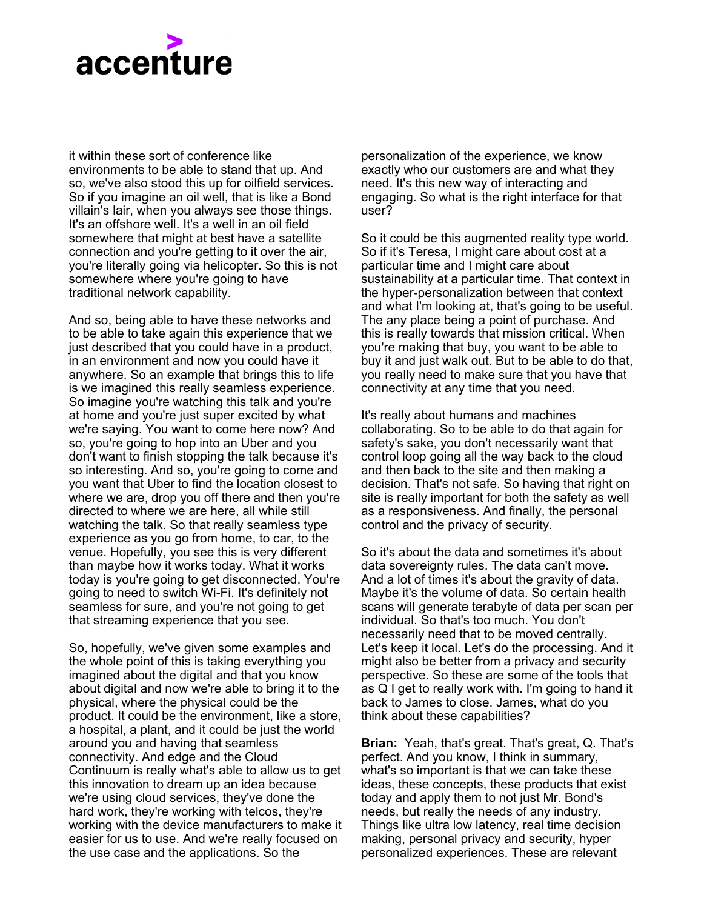it within these sort of conference like environments to be able to stand that up. And so, we've also stood this up for oilfield services. So if you imagine an oil well, that is like a Bond villain's lair, when you always see those things. It's an offshore well. It's a well in an oil field somewhere that might at best have a satellite connection and you're getting to it over the air, you're literally going via helicopter. So this is not somewhere where you're going to have traditional network capability.

And so, being able to have these networks and to be able to take again this experience that we just described that you could have in a product, in an environment and now you could have it anywhere. So an example that brings this to life is we imagined this really seamless experience. So imagine you're watching this talk and you're at home and you're just super excited by what we're saying. You want to come here now? And so, you're going to hop into an Uber and you don't want to finish stopping the talk because it's so interesting. And so, you're going to come and you want that Uber to find the location closest to where we are, drop you off there and then you're directed to where we are here, all while still watching the talk. So that really seamless type experience as you go from home, to car, to the venue. Hopefully, you see this is very different than maybe how it works today. What it works today is you're going to get disconnected. You're going to need to switch Wi-Fi. It's definitely not seamless for sure, and you're not going to get that streaming experience that you see.

So, hopefully, we've given some examples and the whole point of this is taking everything you imagined about the digital and that you know about digital and now we're able to bring it to the physical, where the physical could be the product. It could be the environment, like a store, a hospital, a plant, and it could be just the world around you and having that seamless connectivity. And edge and the Cloud Continuum is really what's able to allow us to get this innovation to dream up an idea because we're using cloud services, they've done the hard work, they're working with telcos, they're working with the device manufacturers to make it easier for us to use. And we're really focused on the use case and the applications. So the personalization of the experience, we know exactly who our customers are and what they need. It's this new way of interacting and engaging. So what is the right interface for that user?

So it could be this augmented reality type world. So if it's Teresa, I might care about cost at a particular time and I might care about sustainability at a particular time. That context in the hyper-personalization between that context and what I'm looking at, that's going to be useful. The any place being a point of purchase. And this is really towards that mission critical. When you're making that buy, you want to be able to buy it and just walk out. But to be able to do that, you really need to make sure that you have that connectivity at any time that you need.

It's really about humans and machines collaborating. So to be able to do that again for safety's sake, you don't necessarily want that control loop going all the way back to the cloud and then back to the site and then making a decision. That's not safe. So having that right on site is really important for both the safety as well as a responsiveness. And finally, the personal control and the privacy of security.

So it's about the data and sometimes it's about data sovereignty rules. The data can't move. And a lot of times it's about the gravity of data. Maybe it's the volume of data. So certain health scans will generate terabyte of data per scan per individual. So that's too much. You don't necessarily need that to be moved centrally. Let's keep it local. Let's do the processing. And it might also be better from a privacy and security perspective. So these are some of the tools that as Q I get to really work with. I'm going to hand it back to James to close. James, what do you think about these capabilities?

**Brian:** Yeah, that's great. That's great, Q. That's perfect. And you know, I think in summary, what's so important is that we can take these ideas, these concepts, these products that exist today and apply them to not just Mr. Bond's needs, but really the needs of any industry. Things like ultra low latency, real time decision making, personal privacy and security, hyper personalized experiences. These are relevant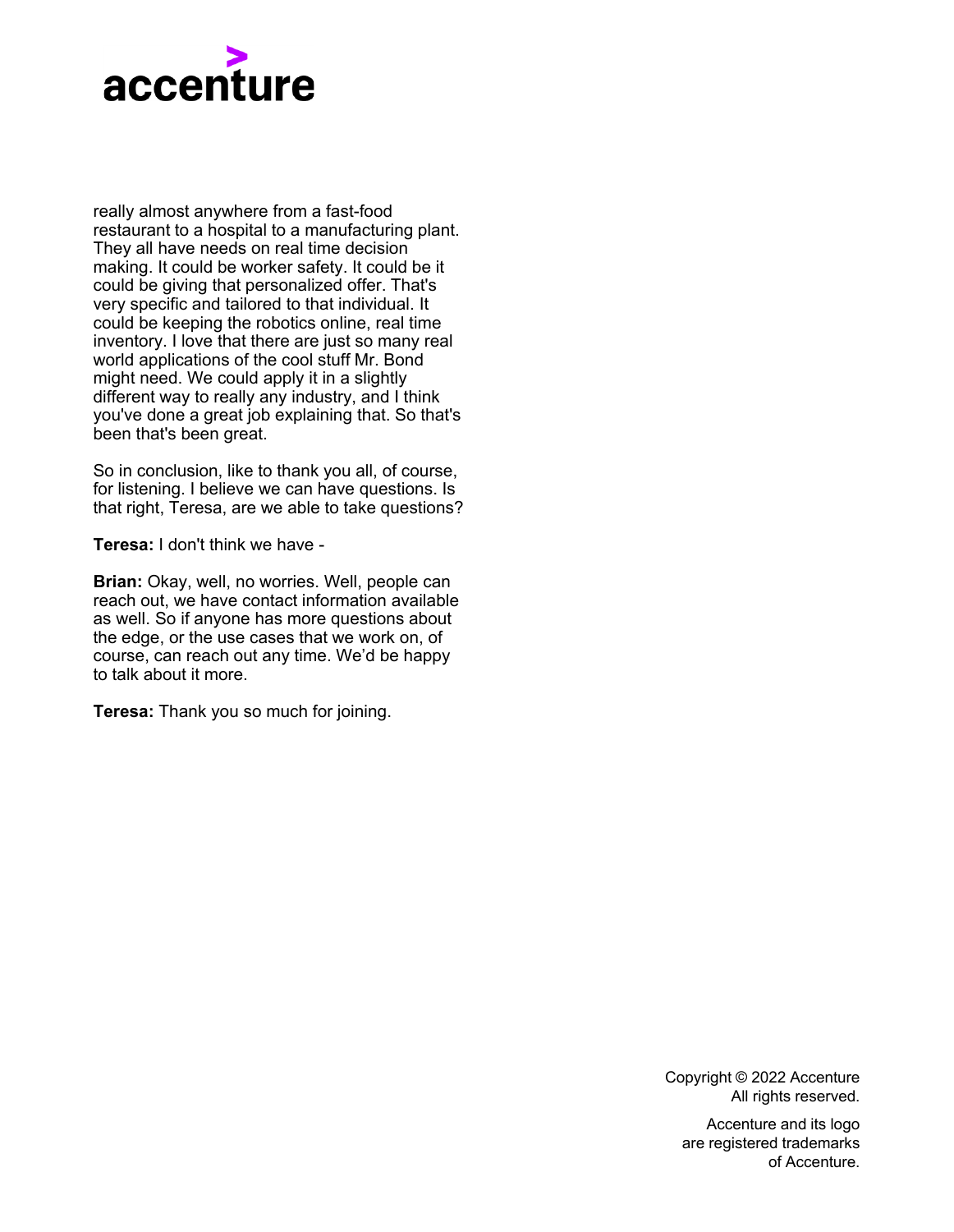really almost anywhere from a fast-food restaurant to a hospital to a manufacturing plant. They all have needs on real time decision making. It could be worker safety. It could be it could be giving that personalized offer. That's very specific and tailored to that individual. It could be keeping the robotics online, real time inventory. I love that there are just so many real world applications of the cool stuff Mr. Bond might need. We could apply it in a slightly different way to really any industry, and I think you've done a great job explaining that. So that's been that's been great.

So in conclusion, like to thank you all, of course, for listening. I believe we can have questions. Is that right, Teresa, are we able to take questions?

**Teresa:** I don't think we have -

**Brian:** Okay, well, no worries. Well, people can reach out, we have contact information available as well. So if anyone has more questions about the edge, or the use cases that we work on, of course, can reach out any time. We'd be happy to talk about it more.

**Teresa:** Thank you so much for joining.

Copyright © 2022 Accenture
All rights reserved.

Accenture and its logo are registered trademarks of Accenture.